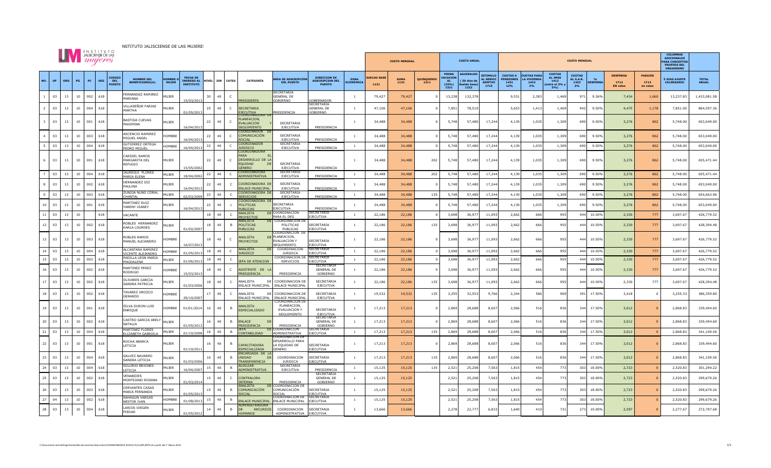INSTITUTO JALISCIENSE DE LAS MUJERES

| NO. | UP | ORG | PG | PC | UEG | CODIGO DEL PUESTO | NOMBRE DEL BENEFICIARIO(A) | HOMBRE O MUJER | FECHA DE INGRESO AL INSTITUTO | NIVEL | JOR | CATEG | CATEGORÍA | AREA DE ADSCRIPCIÓN DEL PUESTO | DIRECCION DE ADSCRIPCION DEL PUESTO | ZONA ECONÓMICA | COSTO MENSUAL SUELDO BASE 1131 | SUMA 1131 | QUINQUENIO 1311 | COSTO ANUAL PRIMA VACACIONAL (25%) 1321 | AGUINALDO (50 días de Sueldo base) 1322 | ESTIMULO AL SERVIC ADMTVO 1715 | COSTO MENSUAL CUOTAS A PENSIONES 1431 12% | CUOTAS PARA LA VIVIENDA 1422 3% | CUOTAS AL IMSS 1412 (entre el 3% y 5%) | CUOTAS AL S.A.R. 1432 2% | % DESPENSA | DESPENSA 1712 EN vales | PASAJES 1713 en vales | COLUMNAS ADICIONALES PARA CONCEPTOS PROPIOS DEL ORGANISMO 5 DIAS AJUSTE CALENDARIO | TOTAL ANUAL |
|---|---|---|---|---|---|---|---|---|---|---|---|---|---|---|---|---|---|---|---|---|---|---|---|---|---|---|---|---|---|---|---|
| 1 | 03 | 13 | 10 | 002 | 618 | | FERNANDEZ RAMIREZ MARIANA | MUJER | 15/03/2013 | 30 | 40 | C | PRESIDENTA | SECRETARIA GENERAL DE GOBIERNO | GOBERNADOR | 1 | 79,427 | 79,427 | 0 | 13,238 | 132,378 | | 9,531 | 2,383 | 1,469 | 971 | 9.36% | 7,434 | 1,660 | 13,237.83 | 1,433,081.58 |
| 2 | 03 | 13 | 10 | 004 | 618 | | VILLASEÑOR FARIAS MARTHA | MUJER | 01/05/2013 | 25 | 40 | C | SECRETARIA EJECUTIVA | PRESIDENCIA | SECRETARIA GENERAL DE GOBIERNO | 1 | 47,106 | 47,106 | 0 | 7,851 | 78,510 | | 5,653 | 1,413 | 1,469 | 942 | 9.50% | 4,475 | 1,178 | 7,851.00 | 864,597.36 |
| 3 | 03 | 13 | 10 | 001 | 618 | | BASTIDA CUEVAS MAXIMINA | MUJER | 16/04/2013 | 22 | 40 | C | COORDINADORA DE PLANEACION, EVALUACION Y SEGUIMIENTO | SECRETARIA EJECUTIVA | PRESIDENCIA | 1 | 34,488 | 34,488 | 0 | 5,748 | 57,480 | 17,244 | 4,139 | 1,035 | 1,309 | 690 | 9.50% | 3,276 | 862 | 5,748.00 | 653,049.00 |
| 4 | 03 | 13 | 10 | 003 | 618 | | ASCENCIO RAMIREZ MIGUEL ANGEL | HOMBRE | 16/04/2013 | 22 | 40 | C | COORDINADOR DE COMUNICACIÓN SOCIAL | SECRETARIA EJECUTIVA | PRESIDENCIA | 1 | 34,488 | 34,488 | 0 | 5,748 | 57,480 | 17,244 | 4,139 | 1,035 | 1,309 | 690 | 9.50% | 3,276 | 862 | 5,748.00 | 653,049.00 |
| 5 | 03 | 13 | 10 | 004 | 618 | | GUTIERREZ ORTEGA PEDRO MIGUEL | HOMBRE | 16/04/2013 | 22 | 40 | C | COORDINADOR JURIDICO | SECRETARIA EJECUTIVA | PRESIDENCIA | 1 | 34,488 | 34,488 | 0 | 5,748 | 57,480 | 17,244 | 4,139 | 1,035 | 1,309 | 690 | 9.50% | 3,276 | 862 | 5,748.00 | 653,049.00 |
| 6 | 03 | 13 | 10 | 001 | 618 | | CARDIEL RAMOS MARGARITA DEL REFUGIO | MUJER | 15/05/2002 | 22 | 40 | C | COORDINADORA PARA EL DESARROLLO DE LA EQUIDAD DE GENERO | SECRETARIA EJECUTIVA | PRESIDENCIA | 1 | 34,488 | 34,488 | 202 | 5,748 | 57,480 | 17,244 | 4,139 | 1,035 | 1,309 | 690 | 9.50% | 3,276 | 862 | 5,748.00 | 655,471.44 |
| 7 | 03 | 13 | 10 | 004 | 618 | | JAUREGUI FLORES MARIA ELENA | MUJER | 18/04/2002 | 22 | 40 | C | COORDINADORA ADMINISTRATIVA | SECRETARIA EJECUTIVA | PRESIDENCIA | 1 | 34,488 | 34,488 | 202 | 5,748 | 57,480 | 17,244 | 4,139 | 1,035 | 1,309 | 690 | 9.50% | 3,276 | 862 | 5,748.00 | 655,471.44 |
| 8 | 03 | 13 | 10 | 002 | 618 | | HERNANDEZ DIZ PAULINA | MUJER | 16/04/2013 | 22 | 40 | C | COORDINADORA DE ENLACE MUNICIPAL | SECRETARIA EJECUTIVA | PRESIDENCIA | 1 | 34,488 | 34,488 | 0 | 5,748 | 57,480 | 17,244 | 4,139 | 1,035 | 1,309 | 690 | 9.50% | 3,276 | 862 | 5,748.00 | 653,049.00 |
| 9 | 03 | 13 | 10 | 003 | 618 | | ZUNIGA NUÑO CORAL CHANTAL | MUJER | 02/03/2009 | 22 | 40 | C | COORDINADORA DE SERVICIOS | SECRETARIA EJECUTIVA | PRESIDENCIA | 1 | 34,488 | 34,488 | 135 | 5,748 | 57,480 | 17,244 | 4,139 | 1,035 | 1,309 | 690 | 9.50% | 3,276 | 862 | 5,748.00 | 654,663.96 |
| 10 | 03 | 13 | 10 | 001 | 618 | | MARTINEZ RUIZ YARENY VIANEY | MUJER | 16/04/2013 | 22 | 40 | c | COORDINADORA DE POLITICAS PUBLICAS | SECRETARIA EJECUTIVA | PRESIDENCIA | 1 | 34,488 | 34,488 | 0 | 5,748 | 57,480 | 17,244 | 4,139 | 1,035 | 1,309 | 690 | 9.50% | 3,276 | 862 | 5,748.00 | 653,049.00 |
| 11 | 03 | 13 | 10 | | 618 | | VACANTE | | | 18 | 40 | C | ANALISTA DE PROYECTOS | COORDINACION PARA EL DEG | SECRETARIA EJECUTIVA | 1 | 22,186 | 22,186 | 0 | 3,698 | 36,977 | 11,093 | 2,662 | 666 | 955 | 444 | 10.50% | 2,330 | 777 | 3,697.67 | 426,779.52 |
| 12 | 03 | 13 | 10 | 002 | 618 | | ROBLES HERNANDEZ KARLA LOURDES | MUJER | 01/02/2007 | 18 | 40 | B | ANALISTA DE POLITICAS PUBLICAS | COORDINACION DE POLITICAS PUBLICAS | SECRETARIA EJECUTIVA | 1 | 22,186 | 22,186 | 135 | 3,698 | 36,977 | 11,093 | 2,662 | 666 | 955 | 444 | 10.50% | 2,330 | 777 | 3,697.67 | 428,394.48 |
| 13 | 03 | 13 | 10 | 003 | 618 | | ROBLES RAMOS MANUEL ALEJANDRO | HOMBRE | 16/07/2013 | 18 | 40 | C | ANALISTA DE PROYECTOS | COORDINACION DE PLANEACION, EVALUACION Y SEGUIMIENTO | SECRETARIA EJECUTIVA | 1 | 22,186 | 22,186 | 0 | 3,698 | 36,977 | 11,093 | 2,662 | 666 | 955 | 444 | 10.50% | 2,330 | 777 | 3,697.67 | 426,779.52 |
| 14 | 03 | 13 | 10 | 004 | 618 | | ALCANTARA RAMIREZ VICENTE ALEJANDRO | HOMBRE | 01/05/2013 | 18 | 40 | C | ANALISTA DE JURIDICO | COORDINACION JURIDICA | SECRETARIA EJECUTIVA | 1 | 22,186 | 22,186 | 0 | 3,698 | 36,977 | 11,093 | 2,662 | 666 | 955 | 444 | 10.50% | 2,330 | 777 | 3,697.67 | 426,779.52 |
| 15 | 03 | 13 | 10 | 003 | 618 | | PADILLA LEON MARIA MAGDALENA | MUJER | 01/06/2013 | 18 | 40 | C | JEFA DE ATENCION | COORDINACION DE SERVICIOS | SECRETARIA EJECUTIVA | 1 | 22,186 | 22,186 | 0 | 3,698 | 36,977 | 11,093 | 2,662 | 666 | 955 | 444 | 10.50% | 2,330 | 777 | 3,697.67 | 426,779.52 |
| 16 | 03 | 13 | 10 | 002 | 618 | | MARTINEZ PEREZ RODRIGO | HOMBRE | 15/03/2013 | 18 | 40 | C | ASISTENTE DE LA PRESIDENCIA | PRESIDENCIA | SECRETARIA GENERAL DE GOBIERNO | 1 | 22,186 | 22,186 | 0 | 3,698 | 36,977 | 11,093 | 2,662 | 666 | 955 | 444 | 10.50% | 2,330 | 777 | 3,697.67 | 426,779.52 |
| 17 | 03 | 13 | 10 | 002 | 618 | | OLIVARES GARCIA SANDRA PATRICIA | MUJER | 01/03/2006 | 18 | 40 | C | ANALISTA DE ENLACE MUNICIPAL | COORDINACION DE ENLACE MUNICIPAL | SECRETARIA EJECUTIVA | 1 | 22,186 | 22,186 | 135 | 3,698 | 36,977 | 11,093 | 2,662 | 666 | 955 | 444 | 10.50% | 2,330 | 777 | 3,697.67 | 428,394.48 |
| 18 | 03 | 13 | 10 | 002 | 618 | | TAVAREZ OROZCO GERARDO | HOMBRE | 29/10/2007 | 17 | 40 | C | ANALISTA DE ENLACE MUNICIPAL | COORDINACION DE ENLACE MUNICIPAL | SECRETARIA EJECUTIVA | 1 | 19,532 | 19,532 | 135 | 3,255 | 32,553 | 9,766 | 2,344 | 586 | 909 | 391 | 17.50% | 3,418 | 0 | 3,255.33 | 386,359.80 |
| 19 | 03 | 13 | 10 | 001 | 618 | | SILVA DURON LUIS ENRIQUE | HOMBRE | 01/01/2014 | 16 | 40 | B | ANALISTA ESPECIALIZADO | COORDINACION DE PLANEACION, EVALUACION Y SEGUIMIENTO | SECRETARIA EJECUTIVA | 1 | 17,213 | 17,213 | 0 | 2,869 | 28,688 | 8,607 | 2,066 | 516 | 836 | 344 | 17.50% | 3,012 | 0 | 2,868.83 | 339,494.60 |
| 20 | 03 | 13 | 10 | 002 | 618 | | CASTRO GARCIA ARELY NATALIA | MUJER | 01/05/2013 | 16 | 40 | B | ENLACE DE PRESIDENCIA | PRESIDENCIA | SECRETARIA GENERAL DE GOBIERNO | 1 | 17,213 | 17,213 | 0 | 2,869 | 28,688 | 8,607 | 2,066 | 516 | 836 | 344 | 17.50% | 3,012 | 0 | 2,868.83 | 339,494.60 |
| 21 | 03 | 13 | 10 | 004 | 618 | | MARTINEZ FLORES ELIZABETH GABRIELA | MUJER | 01/10/2008 | 16 | 40 | B | JEFA DE CONTABILIDAD | COORDINACION ADMINISTRATIVA | SECRETARIA EJECUTIVA | 1 | 17,213 | 17,213 | 135 | 2,869 | 28,688 | 8,607 | 2,066 | 516 | 836 | 344 | 17.50% | 3,012 | 0 | 2,868.83 | 341,109.56 |
| 22 | 03 | 13 | 10 | 001 | 618 | | ROCHA ABARCA LETICIA | MUJER | 01/10/2011 | 16 | 40 | B | CAPACITADORA ESPECIALIZADA | COORDINACION DE DESARROLLO PARA LA EQUIDAD DE GENERO | SECRETARIA EJECUTIVA | 1 | 17,213 | 17,213 | 0 | 2,869 | 28,688 | 8,607 | 2,066 | 516 | 836 | 344 | 17.50% | 3,012 | 0 | 2,868.83 | 339,494.60 |
| 23 | 03 | 13 | 10 | 004 | 618 | | GALVEZ NAVARRO SANDRA LETICIA | MUJER | 01/03/2006 | 16 | 40 | B | ENCARGADA DE LA UNIDAD DE TRANSPARENCIA | COORDINACION JURIDICA | SECRETARIA EJECUTIVA | 1 | 17,213 | 17,213 | 135 | 2,869 | 28,688 | 8,607 | 2,066 | 516 | 836 | 344 | 17.50% | 3,012 | 0 | 2,868.83 | 341,109.56 |
| 24 | 03 | 13 | 10 | 004 | 618 | | SOLORIO BRIONES LETICIA | MUJER | 16/04/2007 | 15 | 40 | B | AUXILIAR ADMINISTRATIVA | SECRETARIA EJECUTIVA | PRESIDENCIA | 1 | 15,125 | 15,125 | 135 | 2,521 | 25,208 | 7,563 | 1,815 | 454 | 773 | 303 | 18.00% | 2,723 | 0 | 2,520.83 | 301,294.22 |
| 25 | 03 | 13 | 10 | 002 | 618 | | VENABIDES MONTEJANO ROSANA | MUJER | 01/03/2014 | 15 | 40 | C | CONTRALORA INTERNA | PRESIDENCIA | SECRETARIA GENERAL DE GOBIERNO | 1 | 15,125 | 15,125 | | 2,521 | 25,208 | 7,563 | 1,815 | 454 | 773 | 303 | 18.00% | 2,723 | 0 | 2,520.83 | 299,679.26 |
| 26 | 03 | 13 | 10 | 003 | 618 | | CERVANTES CASAS MARIA FERNANDA | MUJER | 01/05/2013 | 15 | 40 | B | ANALISTA DE COMUNICACIÓN SOCIAL | COORDINACION DE COMUNICACIÓN SOCIAL | SECRETARIA EJECUTIVA | 1 | 15,125 | 15,125 | | 2,521 | 25,208 | 7,563 | 1,815 | 454 | 773 | 303 | 18.00% | 2,723 | 0 | 2,520.83 | 299,679.26 |
| 27 | 04 | 13 | 10 | 002 | 618 | | SAHAGUN VARGAS NESTOR IVAN | HOMBRE | 01/08/2013 | 15 | 40 | B | ENLACE MUNICIPAL | COORDINACION DE ENLACE MUNICIPAL | SECRETARIA EJECUTIVA | 1 | 15,125 | 15,125 | | 2,521 | 25,208 | 7,563 | 1,815 | 454 | 773 | 303 | 18.00% | 2,723 | 0 | 2,520.83 | 299,679.26 |
| 28 | 03 | 13 | 10 | 004 | 618 | | LARIOS VIRGEN PIEDAD | MUJER | 01/05/2012 | 14 | 40 | B | ADMINISTRADORA DE RECURSOS HUMANOS | COORDINACION ADMINISTRATIVA | SECRETARIA EJECUTIVA | 1 | 13,666 | 13,666 | | 2,278 | 22,777 | 6,833 | 1,640 | 410 | 731 | 273 | 19.00% | 2,597 | 0 | 2,277.67 | 272,797.68 |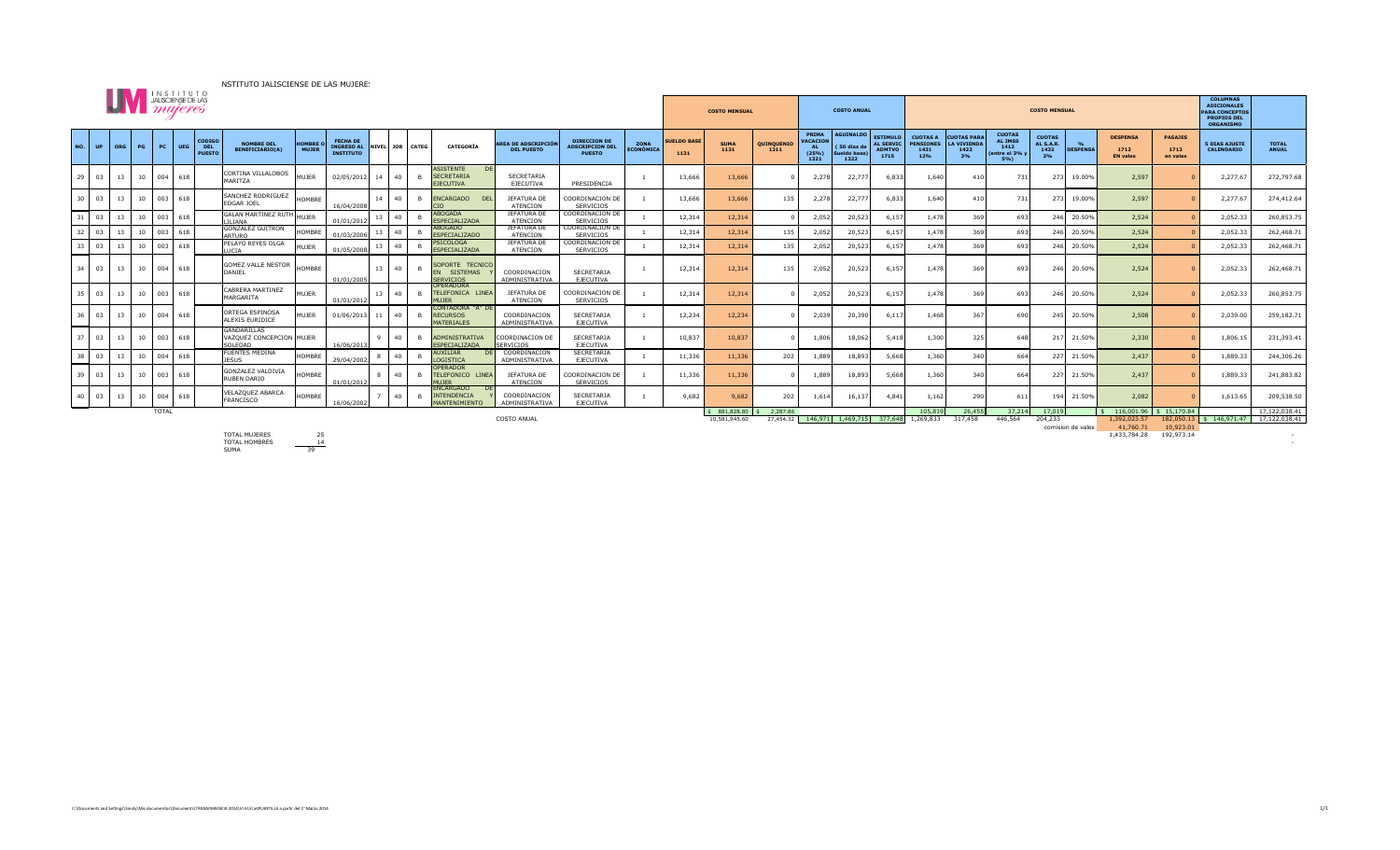NSTITUTO JALISCIENSE DE LAS MUJERES

| | | | | | | | | | | | | | | | | | | COSTO MENSUAL | | COSTO ANUAL | | | COSTO MENSUAL | | | | | | | COLUMNAS ADICIONALES PARA CONCEPTOS PROPIOS DEL ORGANISMO | |
|---|---|---|---|---|---|---|---|---|---|---|---|---|---|---|---|---|---|---|---|---|---|---|---|---|---|---|---|---|---|---|---|
| NO. | UP | ORG | PG | PC | UEG | CODIGO DEL PUESTO | NOMBRE DEL BENEFICIARIO(A) | HOMBRE O MUJER | FECHA DE INGRESO AL INSTITUTO | NIVEL | JOR | CATEG | CATEGORÍA | AREA DE ADSCRIPCIÓN DEL PUESTO | DIRECCION DE ADSCRIPCION DEL PUESTO | ZONA ECONÓMICA | SUELDO BASE 1131 | SUMA 1131 | QUINQUENIO 1311 | PRIMA VACACIONAL (25%) 1321 | AGUINALDO (50 dias de Sueldo base) 1322 | ESTIMULO AL SERVIC ADMTVO 1715 | CUOTAS A PENSIONES 1431 12% | CUOTAS PARA LA VIVIENDA 1422 3% | CUOTAS AL IMSS 1412 (entre el 3% y 5%) | CUOTAS AL S.A.R. 1432 2% | % DESPENSA | DESPENSA 1712 EN vales | PASAJES 1713 en vales | 5 DIAS AJUSTE CALENDARIO | TOTAL ANUAL |
| 29 | 03 | 13 | 10 | 004 | 618 | | CORTINA VILLALOBOS MARITZA | MUJER | 02/05/2012 | 14 | 40 | B | ASISTENTE DE SECRETARIA EJECUTIVA | SECRETARIA EJECUTIVA | PRESIDENCIA | 1 | 13,666 | 13,666 | 0 | 2,278 | 22,777 | 6,833 | 1,640 | 410 | 731 | 273 | 19.00% | 2,597 | 0 | 2,277.67 | 272,797.68 |
| 30 | 03 | 13 | 10 | 003 | 618 | | SANCHEZ RODRIGUEZ EDGAR JOEL | HOMBRE | 16/04/2008 | 14 | 40 | B | ENCARGADO DEL CIO | JEFATURA DE ATENCION | COORDINACION DE SERVICIOS | 1 | 13,666 | 13,666 | 135 | 2,278 | 22,777 | 6,833 | 1,640 | 410 | 731 | 273 | 19.00% | 2,597 | 0 | 2,277.67 | 274,412.64 |
| 31 | 03 | 13 | 10 | 003 | 618 | | GALAN MARTINEZ RUTH LILIANA | MUJER | 01/01/2012 | 13 | 40 | B | ABOGADA ESPECIALIZADA | JEFATURA DE ATENCION | COORDINACION DE SERVICIOS | 1 | 12,314 | 12,314 | 0 | 2,052 | 20,523 | 6,157 | 1,478 | 369 | 693 | 246 | 20.50% | 2,524 | 0 | 2,052.33 | 260,853.75 |
| 32 | 03 | 13 | 10 | 003 | 618 | | GONZALEZ GUITRON ARTURO | HOMBRE | 01/03/2006 | 13 | 40 | B | ABOGADO ESPECIALIZADO | JEFATURA DE ATENCION | COORDINACION DE SERVICIOS | 1 | 12,314 | 12,314 | 135 | 2,052 | 20,523 | 6,157 | 1,478 | 369 | 693 | 246 | 20.50% | 2,524 | 0 | 2,052.33 | 262,468.71 |
| 33 | 03 | 13 | 10 | 003 | 618 | | PELAYO REYES OLGA LUCIA | MUJER | 01/05/2008 | 13 | 40 | B | PSICOLOGA ESPECIALIZADA | JEFATURA DE ATENCION | COORDINACION DE SERVICIOS | 1 | 12,314 | 12,314 | 135 | 2,052 | 20,523 | 6,157 | 1,478 | 369 | 693 | 246 | 20.50% | 2,524 | 0 | 2,052.33 | 262,468.71 |
| 34 | 03 | 13 | 10 | 004 | 618 | | GOMEZ VALLE NESTOR DANIEL | HOMBRE | 01/01/2005 | 13 | 40 | B | SOPORTE TECNICO EN SISTEMAS Y SERVICIOS | COORDINACION ADMINISTRATIVA | SECRETARIA EJECUTIVA | 1 | 12,314 | 12,314 | 135 | 2,052 | 20,523 | 6,157 | 1,478 | 369 | 693 | 246 | 20.50% | 2,524 | 0 | 2,052.33 | 262,468.71 |
| 35 | 03 | 13 | 10 | 003 | 618 | | CABRERA MARTINEZ MARGARITA | MUJER | 01/01/2012 | 13 | 40 | B | OPERADORA TELEFONICA LINEA MUJER | JEFATURA DE ATENCION | COORDINACION DE SERVICIOS | 1 | 12,314 | 12,314 | 0 | 2,052 | 20,523 | 6,157 | 1,478 | 369 | 693 | 246 | 20.50% | 2,524 | 0 | 2,052.33 | 260,853.75 |
| 36 | 03 | 13 | 10 | 004 | 618 | | ORTEGA ESPINOSA ALEXIS EURIDICE | MUJER | 01/06/2013 | 11 | 40 | B | CONTADORA "A" DE RECURSOS MATERIALES | COORDINACION ADMINISTRATIVA | SECRETARIA EJECUTIVA | 1 | 12,234 | 12,234 | 0 | 2,039 | 20,390 | 6,117 | 1,468 | 367 | 690 | 245 | 20.50% | 2,508 | 0 | 2,039.00 | 259,182.71 |
| 37 | 03 | 13 | 10 | 003 | 618 | | GANDARILLAS VAZQUEZ CONCEPCION SOLEDAD | MUJER | 16/06/2013 | 9 | 40 | B | ADMINISTRATIVA ESPECIALIZADA | COORDINACION DE SERVICIOS | SECRETARIA EJECUTIVA | 1 | 10,837 | 10,837 | 0 | 1,806 | 18,062 | 5,418 | 1,300 | 325 | 648 | 217 | 21.50% | 2,330 | 0 | 1,806.15 | 231,393.41 |
| 38 | 03 | 13 | 10 | 004 | 618 | | FUENTES MEDINA JESUS | HOMBRE | 29/04/2002 | 8 | 40 | B | AUXILIAR DE LOGISTICA | COORDINACION ADMINISTRATIVA | SECRETARIA EJECUTIVA | 1 | 11,336 | 11,336 | 202 | 1,889 | 18,893 | 5,668 | 1,360 | 340 | 664 | 227 | 21.50% | 2,437 | 0 | 1,889.33 | 244,306.26 |
| 39 | 03 | 13 | 10 | 003 | 618 | | GONZALEZ VALDIVIA RUBEN DARIO | HOMBRE | 01/01/2012 | 8 | 40 | B | OPERADOR TELEFONICO LINEA MUJER | JEFATURA DE ATENCION | COORDINACION DE SERVICIOS | 1 | 11,336 | 11,336 | 0 | 1,889 | 18,893 | 5,668 | 1,360 | 340 | 664 | 227 | 21.50% | 2,437 | 0 | 1,889.33 | 241,883.82 |
| 40 | 03 | 13 | 10 | 004 | 618 | | VELAZQUEZ ABARCA FRANCISCO | HOMBRE | 16/06/2002 | 7 | 40 | B | ENCARGADO DE INTENDENCIA Y MANTENIMIENTO | COORDINACION ADMINISTRATIVA | SECRETARIA EJECUTIVA | 1 | 9,682 | 9,682 | 202 | 1,614 | 16,137 | 4,841 | 1,162 | 290 | 611 | 194 | 21.50% | 2,082 | 0 | 1,613.65 | 209,538.50 |
| | | | | TOTAL | | | | | | | | | | COSTO ANUAL | | | | $ 881,828.80 | $ 2,287.86 | | | | 105,819 | 26,455 | 37,214 | 17,019 | | $ 116,001.96 | $ 15,170.84 | | 17,122,038.41 |
| | | | | | | | | | | | | | | | | | | 10,581,945.60 | 27,454.32 | 146,971 | 1,469,715 | 377,648 | 1,269,833 | 317,458 | 446,564 | 204,233 | | 1,392,023.57 | 182,050.13 | $ 146,971.47 | 17,122,038.41 |
| | | | | | | | | | | | | | | | | | | | | | | | | | | | comision de vales | 41,760.71 | 10,923.01 | | |
| | | | | | | | | | | | | | | | | | | | | | | | | | | | | 1,433,784.28 | 192,973.14 | | - |

TOTAL MUJERES 25
TOTAL HOMBRES 14
SUMA 39